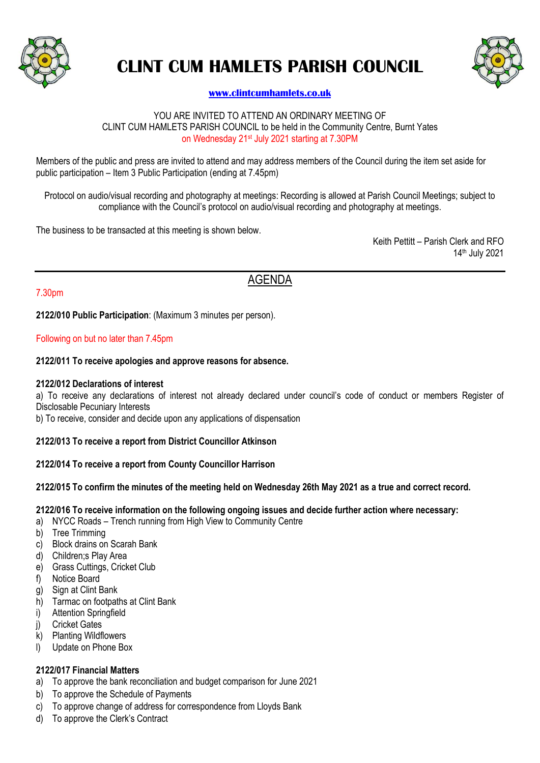# CLINT CUM HAMLETS PARISH COUNCIL

**www.clintcumhamlets.co.uk**

YOU ARE INVITED TO ATTEND AN ORDINARY MEETING OF
CLINT CUM HAMLETS PARISH COUNCIL to be held in the Community Centre, Burnt Yates
on Wednesday 21st July 2021 starting at 7.30PM

Members of the public and press are invited to attend and may address members of the Council during the item set aside for public participation – Item 3 Public Participation (ending at 7.45pm)

Protocol on audio/visual recording and photography at meetings: Recording is allowed at Parish Council Meetings; subject to compliance with the Council's protocol on audio/visual recording and photography at meetings.

The business to be transacted at this meeting is shown below.

Keith Pettitt – Parish Clerk and RFO
14th July 2021

---

## AGENDA

7.30pm

**2122/010 Public Participation**: (Maximum 3 minutes per person).

Following on but no later than 7.45pm

**2122/011 To receive apologies and approve reasons for absence.**

**2122/012 Declarations of interest**

a) To receive any declarations of interest not already declared under council's code of conduct or members Register of Disclosable Pecuniary Interests

b) To receive, consider and decide upon any applications of dispensation

**2122/013 To receive a report from District Councillor Atkinson**

**2122/014 To receive a report from County Councillor Harrison**

**2122/015 To confirm the minutes of the meeting held on Wednesday 26th May 2021 as a true and correct record.**

**2122/016 To receive information on the following ongoing issues and decide further action where necessary:**

a) NYCC Roads – Trench running from High View to Community Centre
b) Tree Trimming
c) Block drains on Scarah Bank
d) Children;s Play Area
e) Grass Cuttings, Cricket Club
f) Notice Board
g) Sign at Clint Bank
h) Tarmac on footpaths at Clint Bank
i) Attention Springfield
j) Cricket Gates
k) Planting Wildflowers
l) Update on Phone Box

**2122/017 Financial Matters**

a) To approve the bank reconciliation and budget comparison for June 2021
b) To approve the Schedule of Payments
c) To approve change of address for correspondence from Lloyds Bank
d) To approve the Clerk's Contract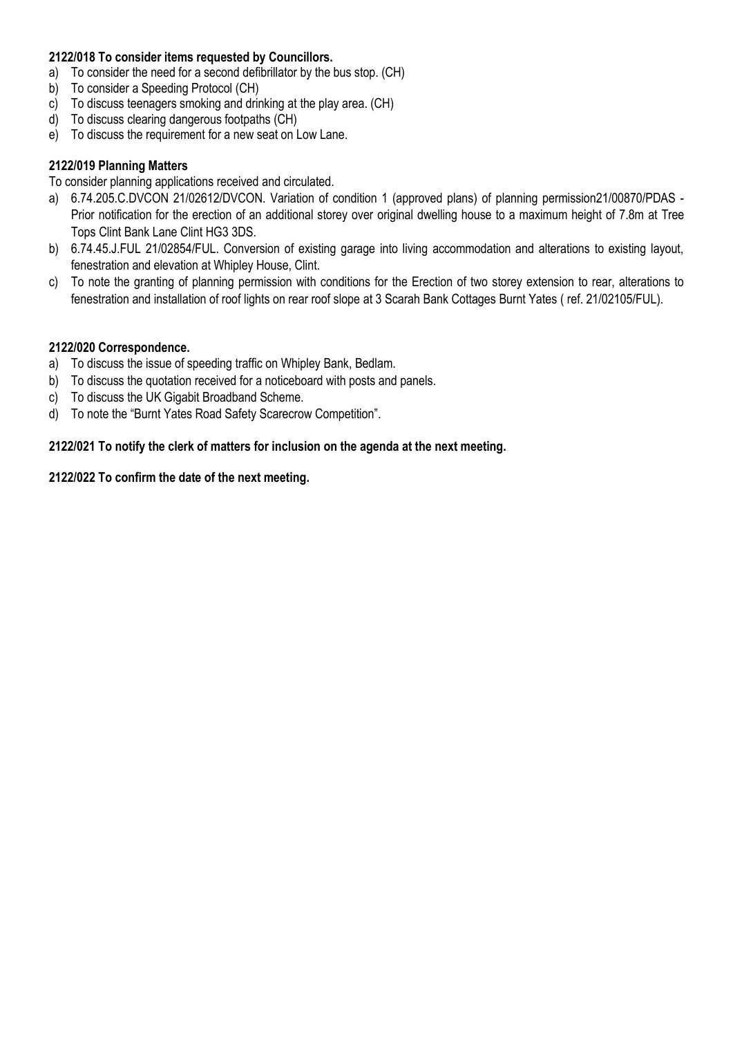**2122/018 To consider items requested by Councillors.**

a) To consider the need for a second defibrillator by the bus stop. (CH)
b) To consider a Speeding Protocol (CH)
c) To discuss teenagers smoking and drinking at the play area. (CH)
d) To discuss clearing dangerous footpaths (CH)
e) To discuss the requirement for a new seat on Low Lane.

**2122/019 Planning Matters**

To consider planning applications received and circulated.

a) 6.74.205.C.DVCON 21/02612/DVCON. Variation of condition 1 (approved plans) of planning permission21/00870/PDAS - Prior notification for the erection of an additional storey over original dwelling house to a maximum height of 7.8m at Tree Tops Clint Bank Lane Clint HG3 3DS.
b) 6.74.45.J.FUL 21/02854/FUL. Conversion of existing garage into living accommodation and alterations to existing layout, fenestration and elevation at Whipley House, Clint.
c) To note the granting of planning permission with conditions for the Erection of two storey extension to rear, alterations to fenestration and installation of roof lights on rear roof slope at 3 Scarah Bank Cottages Burnt Yates ( ref. 21/02105/FUL).

**2122/020 Correspondence.**

a) To discuss the issue of speeding traffic on Whipley Bank, Bedlam.
b) To discuss the quotation received for a noticeboard with posts and panels.
c) To discuss the UK Gigabit Broadband Scheme.
d) To note the "Burnt Yates Road Safety Scarecrow Competition".

**2122/021 To notify the clerk of matters for inclusion on the agenda at the next meeting.**

**2122/022 To confirm the date of the next meeting.**